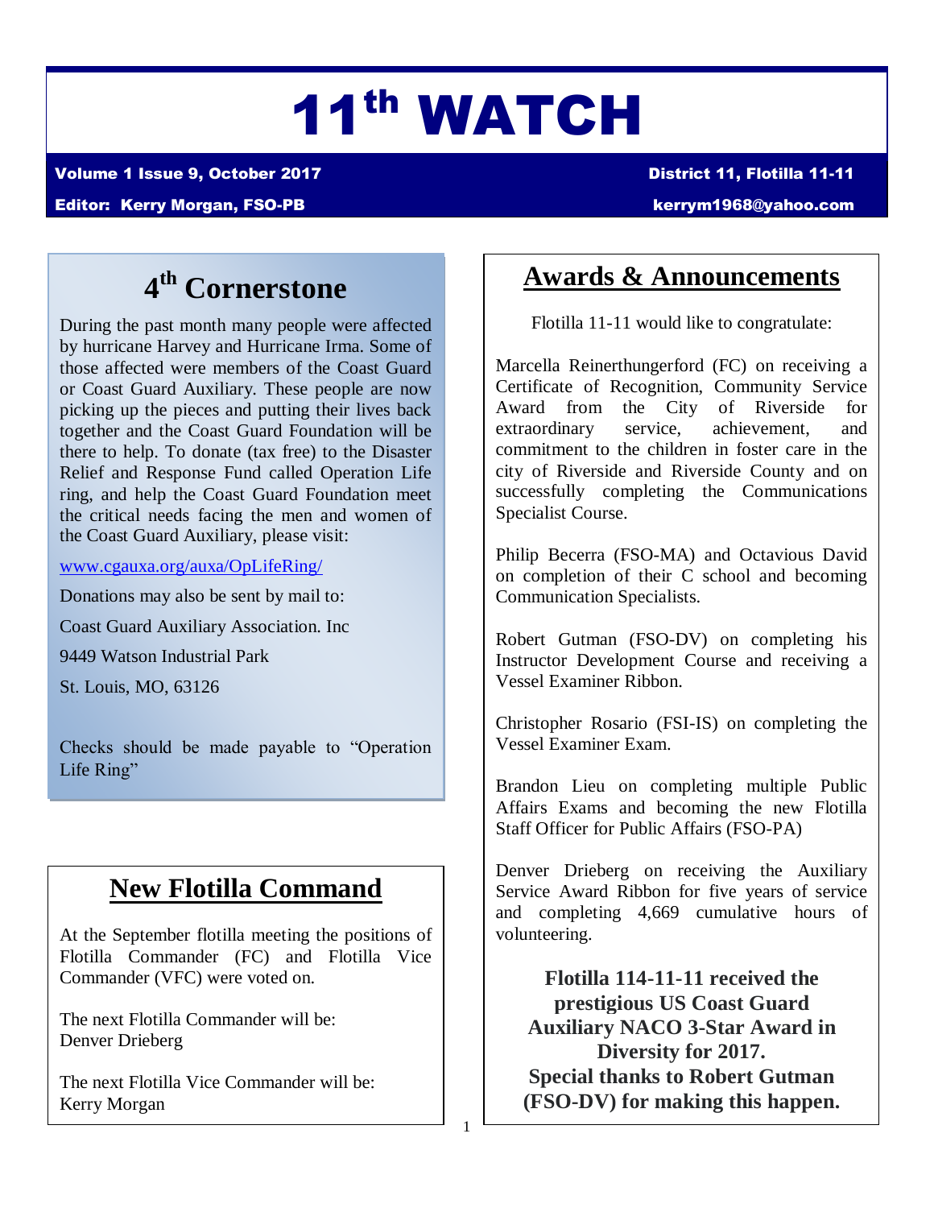# 11th WATCH

**Volume 1 Issue 9, October 2017** — **District 11, Flotilla 11-11**

**Editor: Kerry Morgan, FSO-PB** — **kerrym1968@yahoo.com**

## 4th Cornerstone

During the past month many people were affected by hurricane Harvey and Hurricane Irma. Some of those affected were members of the Coast Guard or Coast Guard Auxiliary. These people are now picking up the pieces and putting their lives back together and the Coast Guard Foundation will be there to help. To donate (tax free) to the Disaster Relief and Response Fund called Operation Life ring, and help the Coast Guard Foundation meet the critical needs facing the men and women of the Coast Guard Auxiliary, please visit:

www.cgauxa.org/auxa/OpLifeRing/

Donations may also be sent by mail to:

Coast Guard Auxiliary Association. Inc

9449 Watson Industrial Park

St. Louis, MO, 63126

Checks should be made payable to "Operation Life Ring"

## New Flotilla Command

At the September flotilla meeting the positions of Flotilla Commander (FC) and Flotilla Vice Commander (VFC) were voted on.

The next Flotilla Commander will be:
Denver Drieberg

The next Flotilla Vice Commander will be:
Kerry Morgan

## Awards & Announcements

Flotilla 11-11 would like to congratulate:

Marcella Reinerthungerford (FC) on receiving a Certificate of Recognition, Community Service Award from the City of Riverside for extraordinary service, achievement, and commitment to the children in foster care in the city of Riverside and Riverside County and on successfully completing the Communications Specialist Course.

Philip Becerra (FSO-MA) and Octavious David on completion of their C school and becoming Communication Specialists.

Robert Gutman (FSO-DV) on completing his Instructor Development Course and receiving a Vessel Examiner Ribbon.

Christopher Rosario (FSI-IS) on completing the Vessel Examiner Exam.

Brandon Lieu on completing multiple Public Affairs Exams and becoming the new Flotilla Staff Officer for Public Affairs (FSO-PA)

Denver Drieberg on receiving the Auxiliary Service Award Ribbon for five years of service and completing 4,669 cumulative hours of volunteering.

**Flotilla 114-11-11 received the prestigious US Coast Guard Auxiliary NACO 3-Star Award in Diversity for 2017.**
**Special thanks to Robert Gutman (FSO-DV) for making this happen.**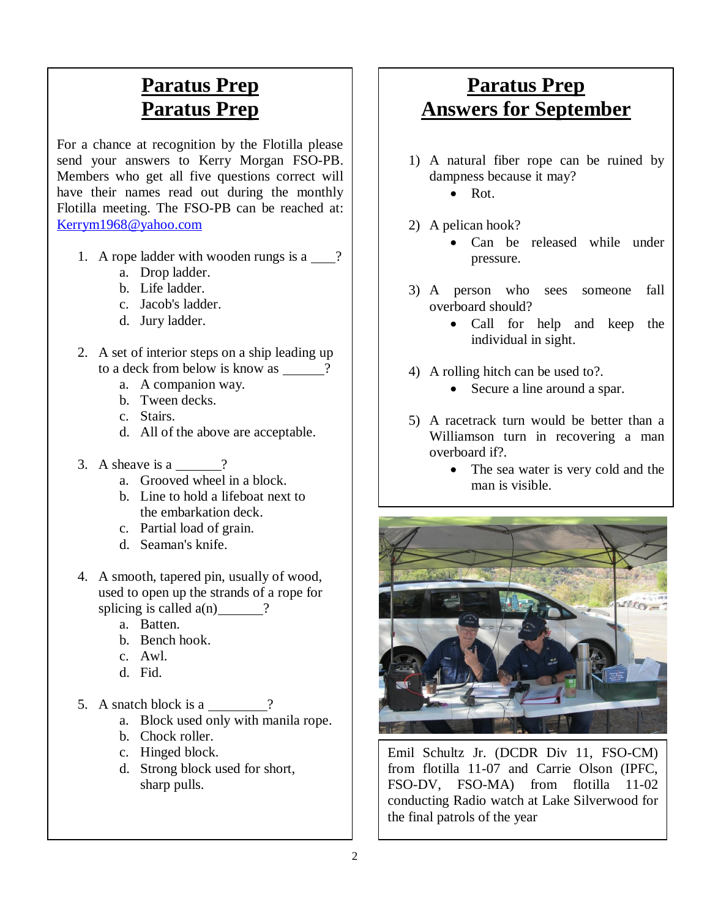# Paratus Prep
# Paratus Prep

For a chance at recognition by the Flotilla please send your answers to Kerry Morgan FSO-PB. Members who get all five questions correct will have their names read out during the monthly Flotilla meeting. The FSO-PB can be reached at: Kerrym1968@yahoo.com

1. A rope ladder with wooden rungs is a ____?
   a. Drop ladder.
   b. Life ladder.
   c. Jacob's ladder.
   d. Jury ladder.

2. A set of interior steps on a ship leading up to a deck from below is know as ______?
   a. A companion way.
   b. Tween decks.
   c. Stairs.
   d. All of the above are acceptable.

3. A sheave is a _______?
   a. Grooved wheel in a block.
   b. Line to hold a lifeboat next to the embarkation deck.
   c. Partial load of grain.
   d. Seaman's knife.

4. A smooth, tapered pin, usually of wood, used to open up the strands of a rope for splicing is called a(n)_______?
   a. Batten.
   b. Bench hook.
   c. Awl.
   d. Fid.

5. A snatch block is a _________?
   a. Block used only with manila rope.
   b. Chock roller.
   c. Hinged block.
   d. Strong block used for short, sharp pulls.

# Paratus Prep
# Answers for September

1) A natural fiber rope can be ruined by dampness because it may?
   - Rot.

2) A pelican hook?
   - Can be released while under pressure.

3) A person who sees someone fall overboard should?
   - Call for help and keep the individual in sight.

4) A rolling hitch can be used to?.
   - Secure a line around a spar.

5) A racetrack turn would be better than a Williamson turn in recovering a man overboard if?.
   - The sea water is very cold and the man is visible.

Emil Schultz Jr. (DCDR Div 11, FSO-CM) from flotilla 11-07 and Carrie Olson (IPFC, FSO-DV, FSO-MA) from flotilla 11-02 conducting Radio watch at Lake Silverwood for the final patrols of the year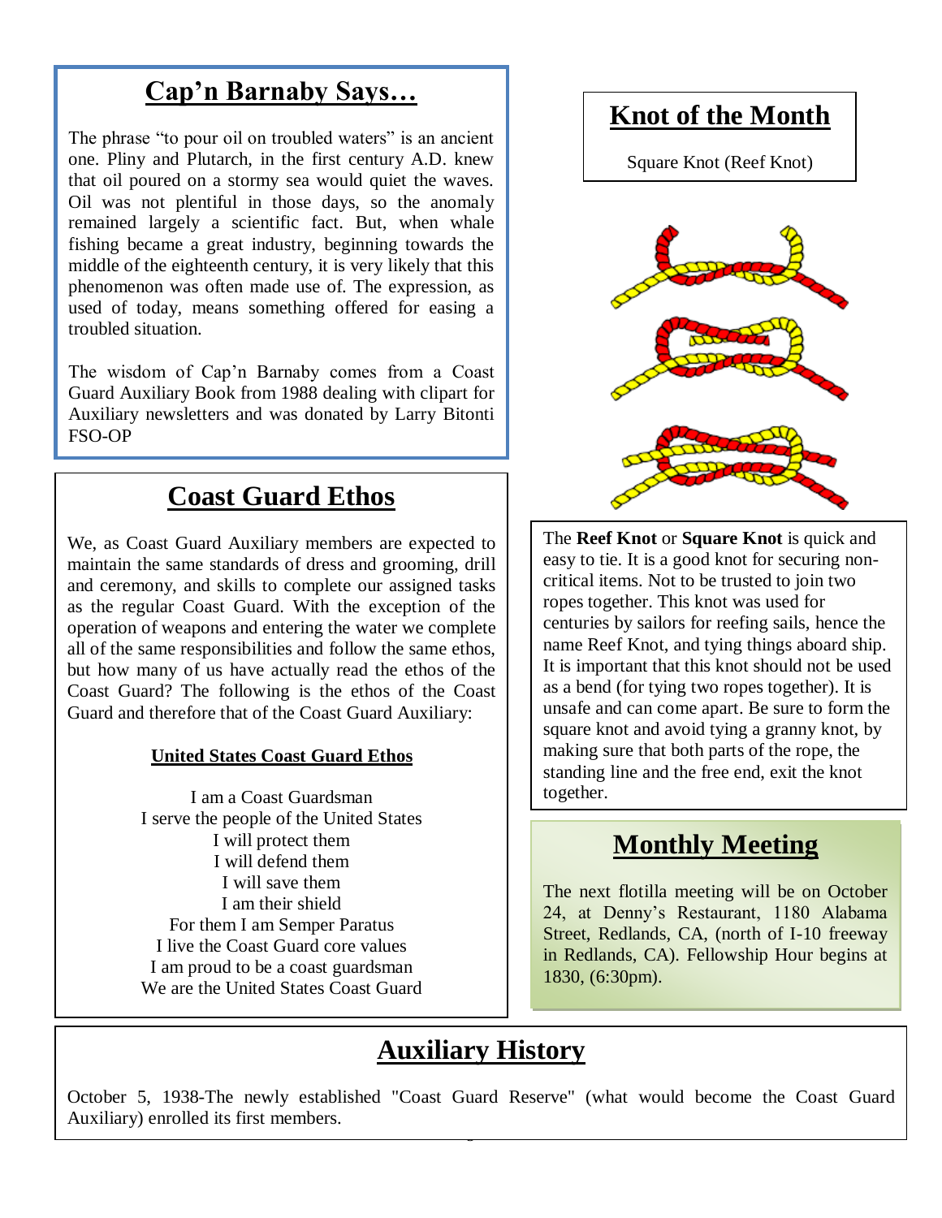## Cap'n Barnaby Says…

The phrase "to pour oil on troubled waters" is an ancient one. Pliny and Plutarch, in the first century A.D. knew that oil poured on a stormy sea would quiet the waves. Oil was not plentiful in those days, so the anomaly remained largely a scientific fact. But, when whale fishing became a great industry, beginning towards the middle of the eighteenth century, it is very likely that this phenomenon was often made use of. The expression, as used of today, means something offered for easing a troubled situation.

The wisdom of Cap'n Barnaby comes from a Coast Guard Auxiliary Book from 1988 dealing with clipart for Auxiliary newsletters and was donated by Larry Bitonti FSO-OP

## Coast Guard Ethos

We, as Coast Guard Auxiliary members are expected to maintain the same standards of dress and grooming, drill and ceremony, and skills to complete our assigned tasks as the regular Coast Guard. With the exception of the operation of weapons and entering the water we complete all of the same responsibilities and follow the same ethos, but how many of us have actually read the ethos of the Coast Guard? The following is the ethos of the Coast Guard and therefore that of the Coast Guard Auxiliary:

### United States Coast Guard Ethos

I am a Coast Guardsman  
I serve the people of the United States  
I will protect them  
I will defend them  
I will save them  
I am their shield  
For them I am Semper Paratus  
I live the Coast Guard core values  
I am proud to be a coast guardsman  
We are the United States Coast Guard

## Knot of the Month

Square Knot (Reef Knot)

The **Reef Knot** or **Square Knot** is quick and easy to tie. It is a good knot for securing non-critical items. Not to be trusted to join two ropes together. This knot was used for centuries by sailors for reefing sails, hence the name Reef Knot, and tying things aboard ship. It is important that this knot should not be used as a bend (for tying two ropes together). It is unsafe and can come apart. Be sure to form the square knot and avoid tying a granny knot, by making sure that both parts of the rope, the standing line and the free end, exit the knot together.

## Monthly Meeting

The next flotilla meeting will be on October 24, at Denny's Restaurant, 1180 Alabama Street, Redlands, CA, (north of I-10 freeway in Redlands, CA). Fellowship Hour begins at 1830, (6:30pm).

## Auxiliary History

October 5, 1938-The newly established "Coast Guard Reserve" (what would become the Coast Guard Auxiliary) enrolled its first members.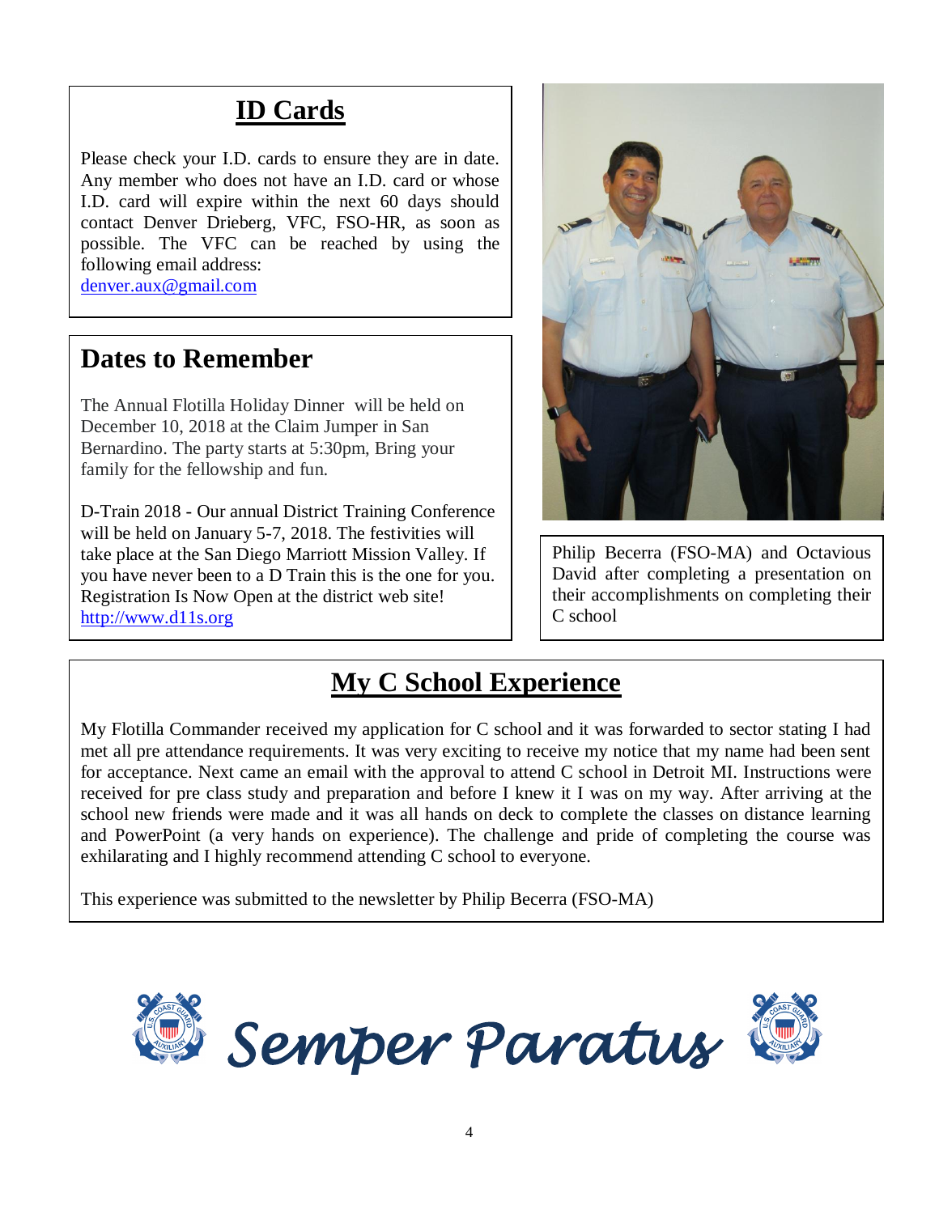## ID Cards

Please check your I.D. cards to ensure they are in date. Any member who does not have an I.D. card or whose I.D. card will expire within the next 60 days should contact Denver Drieberg, VFC, FSO-HR, as soon as possible. The VFC can be reached by using the following email address:
denver.aux@gmail.com

## Dates to Remember

The Annual Flotilla Holiday Dinner will be held on December 10, 2018 at the Claim Jumper in San Bernardino. The party starts at 5:30pm, Bring your family for the fellowship and fun.

D-Train 2018 - Our annual District Training Conference will be held on January 5-7, 2018. The festivities will take place at the San Diego Marriott Mission Valley. If you have never been to a D Train this is the one for you. Registration Is Now Open at the district web site!
http://www.d11s.org

Philip Becerra (FSO-MA) and Octavious David after completing a presentation on their accomplishments on completing their C school

## My C School Experience

My Flotilla Commander received my application for C school and it was forwarded to sector stating I had met all pre attendance requirements. It was very exciting to receive my notice that my name had been sent for acceptance. Next came an email with the approval to attend C school in Detroit MI. Instructions were received for pre class study and preparation and before I knew it I was on my way. After arriving at the school new friends were made and it was all hands on deck to complete the classes on distance learning and PowerPoint (a very hands on experience). The challenge and pride of completing the course was exhilarating and I highly recommend attending C school to everyone.

This experience was submitted to the newsletter by Philip Becerra (FSO-MA)

*Semper Paratus*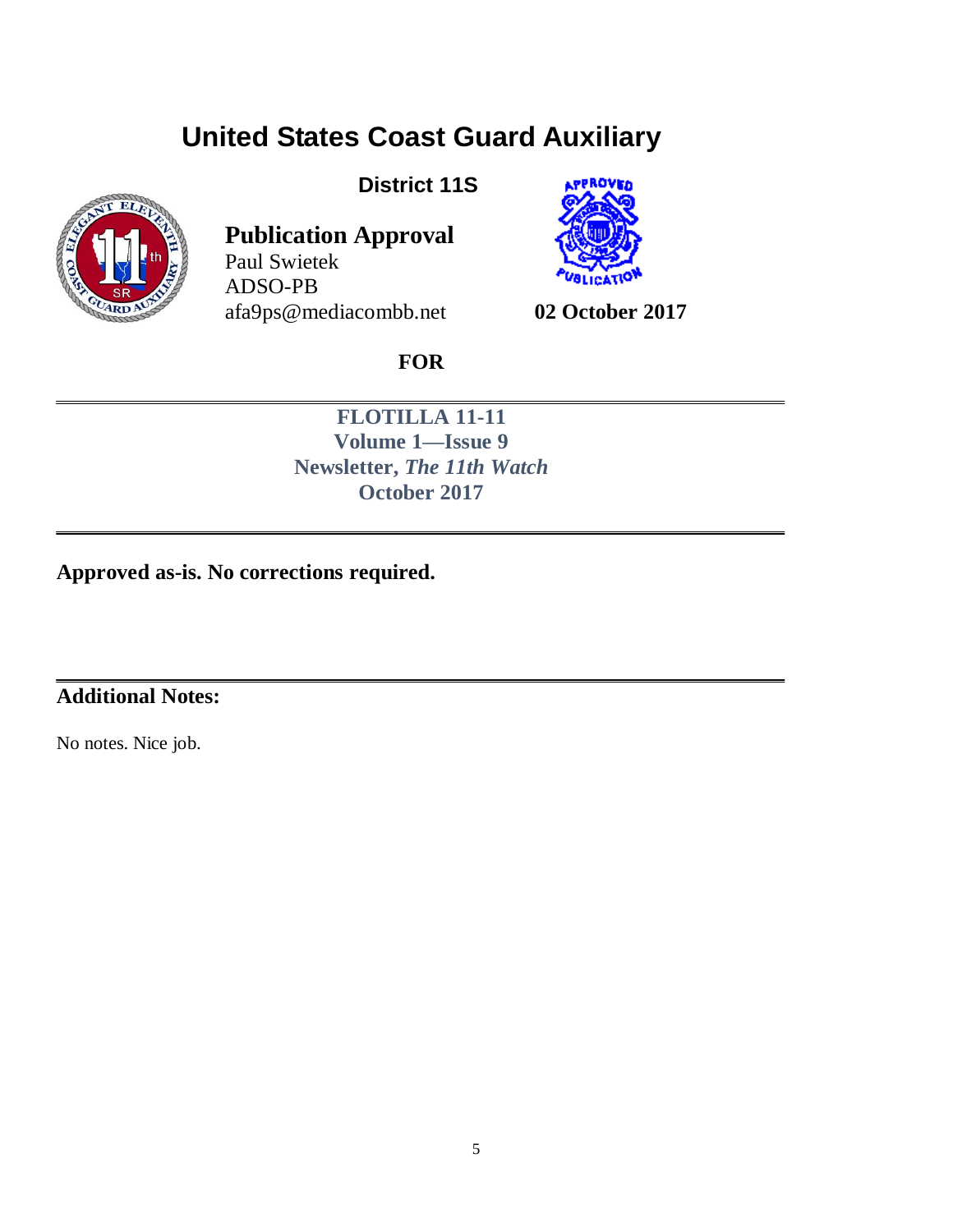# United States Coast Guard Auxiliary

**District 11S**

**Publication Approval**
Paul Swietek
ADSO-PB
afa9ps@mediacombb.net

**02 October 2017**

**FOR**

**FLOTILLA 11-11**
**Volume 1—Issue 9**
**Newsletter, *The 11th Watch***
**October 2017**

**Approved as-is. No corrections required.**

**Additional Notes:**

No notes. Nice job.